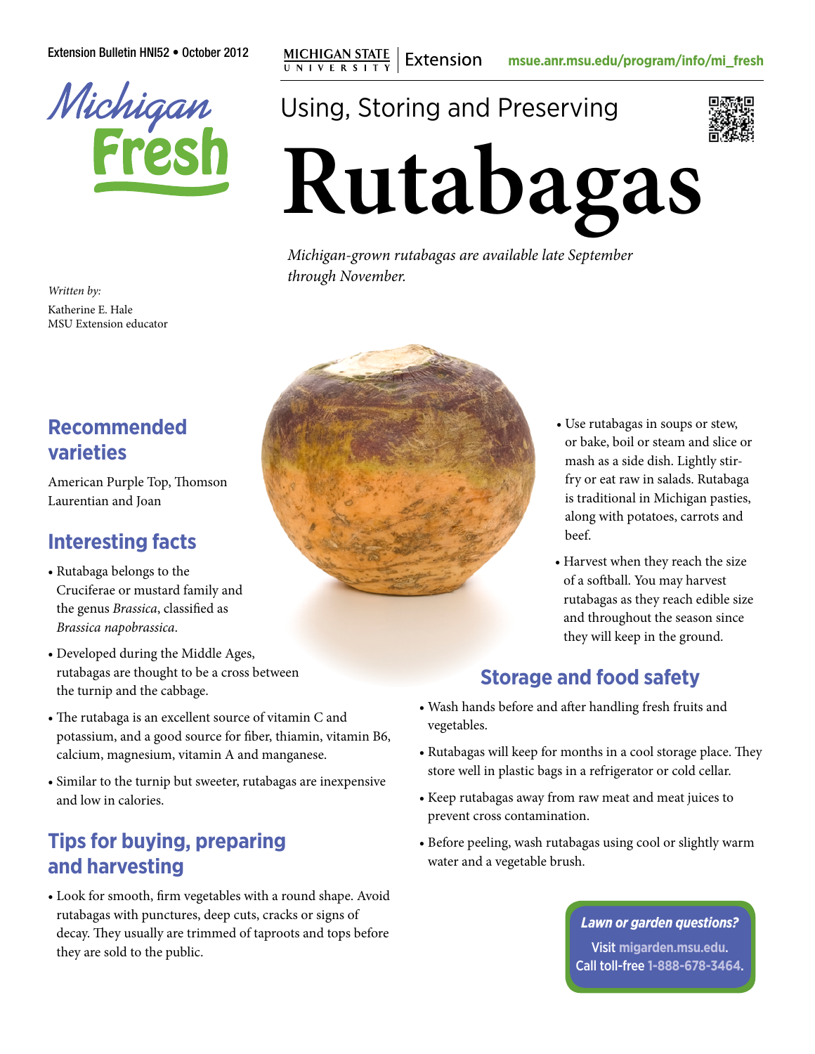Extension Bulletin HNI52 • October 2012

MICHIGAN STATE UNIVERSITY | Extension

msue.anr.msu.edu/program/info/mi_fresh

Michigan Fresh

Using, Storing and Preserving

# Rutabagas

*Michigan-grown rutabagas are available late September through November.*

*Written by:*
Katherine E. Hale
MSU Extension educator

## Recommended varieties

American Purple Top, Thomson Laurentian and Joan

## Interesting facts

- Rutabaga belongs to the Cruciferae or mustard family and the genus *Brassica*, classified as *Brassica napobrassica*.
- Developed during the Middle Ages, rutabagas are thought to be a cross between the turnip and the cabbage.
- The rutabaga is an excellent source of vitamin C and potassium, and a good source for fiber, thiamin, vitamin B6, calcium, magnesium, vitamin A and manganese.
- Similar to the turnip but sweeter, rutabagas are inexpensive and low in calories.

## Tips for buying, preparing and harvesting

- Look for smooth, firm vegetables with a round shape. Avoid rutabagas with punctures, deep cuts, cracks or signs of decay. They usually are trimmed of taproots and tops before they are sold to the public.
- Use rutabagas in soups or stew, or bake, boil or steam and slice or mash as a side dish. Lightly stir-fry or eat raw in salads. Rutabaga is traditional in Michigan pasties, along with potatoes, carrots and beef.
- Harvest when they reach the size of a softball. You may harvest rutabagas as they reach edible size and throughout the season since they will keep in the ground.

## Storage and food safety

- Wash hands before and after handling fresh fruits and vegetables.
- Rutabagas will keep for months in a cool storage place. They store well in plastic bags in a refrigerator or cold cellar.
- Keep rutabagas away from raw meat and meat juices to prevent cross contamination.
- Before peeling, wash rutabagas using cool or slightly warm water and a vegetable brush.

***Lawn or garden questions?***
Visit migarden.msu.edu.
Call toll-free 1-888-678-3464.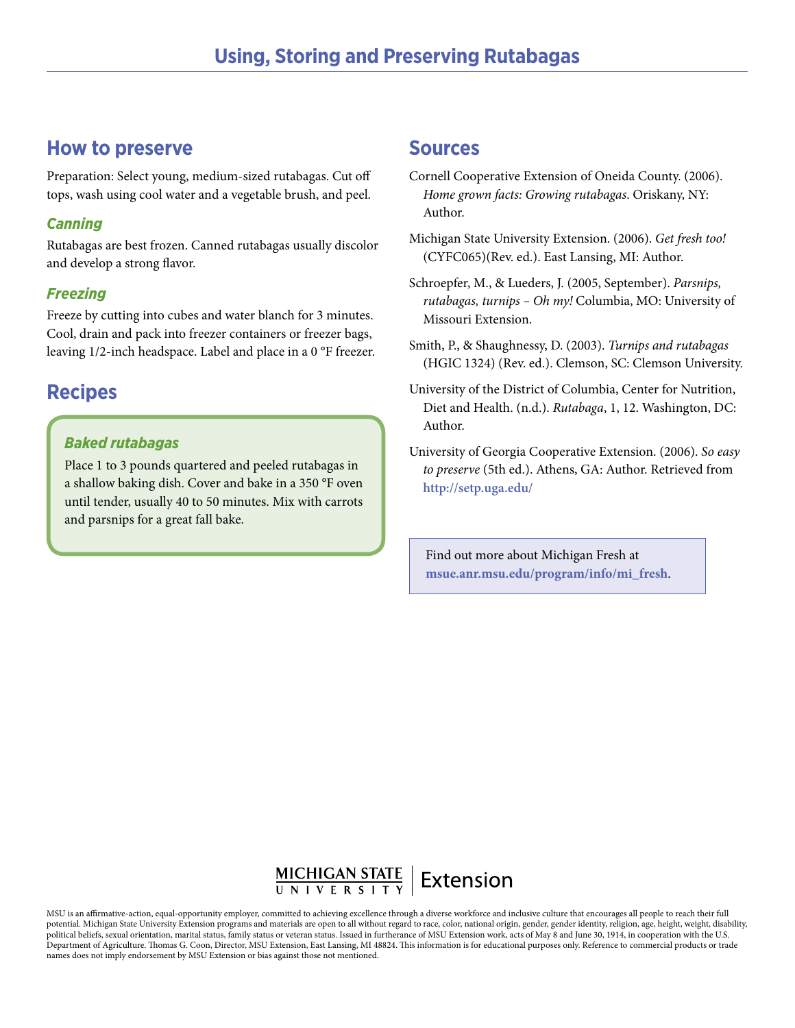## How to preserve

Preparation: Select young, medium-sized rutabagas. Cut off tops, wash using cool water and a vegetable brush, and peel.

### *Canning*

Rutabagas are best frozen. Canned rutabagas usually discolor and develop a strong flavor.

### *Freezing*

Freeze by cutting into cubes and water blanch for 3 minutes. Cool, drain and pack into freezer containers or freezer bags, leaving 1/2-inch headspace. Label and place in a 0 °F freezer.

## Recipes

### *Baked rutabagas*

Place 1 to 3 pounds quartered and peeled rutabagas in a shallow baking dish. Cover and bake in a 350 °F oven until tender, usually 40 to 50 minutes. Mix with carrots and parsnips for a great fall bake.

## Sources

Cornell Cooperative Extension of Oneida County. (2006). *Home grown facts: Growing rutabagas.* Oriskany, NY: Author.

Michigan State University Extension. (2006). *Get fresh too!* (CYFC065)(Rev. ed.). East Lansing, MI: Author.

Schroepfer, M., & Lueders, J. (2005, September). *Parsnips, rutabagas, turnips – Oh my!* Columbia, MO: University of Missouri Extension.

Smith, P., & Shaughnessy, D. (2003). *Turnips and rutabagas* (HGIC 1324) (Rev. ed.). Clemson, SC: Clemson University.

University of the District of Columbia, Center for Nutrition, Diet and Health. (n.d.). *Rutabaga*, 1, 12. Washington, DC: Author.

University of Georgia Cooperative Extension. (2006). *So easy to preserve* (5th ed.). Athens, GA: Author. Retrieved from **http://setp.uga.edu/**

Find out more about Michigan Fresh at **msue.anr.msu.edu/program/info/mi_fresh**.

MICHIGAN STATE UNIVERSITY | Extension

MSU is an affirmative-action, equal-opportunity employer, committed to achieving excellence through a diverse workforce and inclusive culture that encourages all people to reach their full potential. Michigan State University Extension programs and materials are open to all without regard to race, color, national origin, gender, gender identity, religion, age, height, weight, disability, political beliefs, sexual orientation, marital status, family status or veteran status. Issued in furtherance of MSU Extension work, acts of May 8 and June 30, 1914, in cooperation with the U.S. Department of Agriculture. Thomas G. Coon, Director, MSU Extension, East Lansing, MI 48824. This information is for educational purposes only. Reference to commercial products or trade names does not imply endorsement by MSU Extension or bias against those not mentioned.